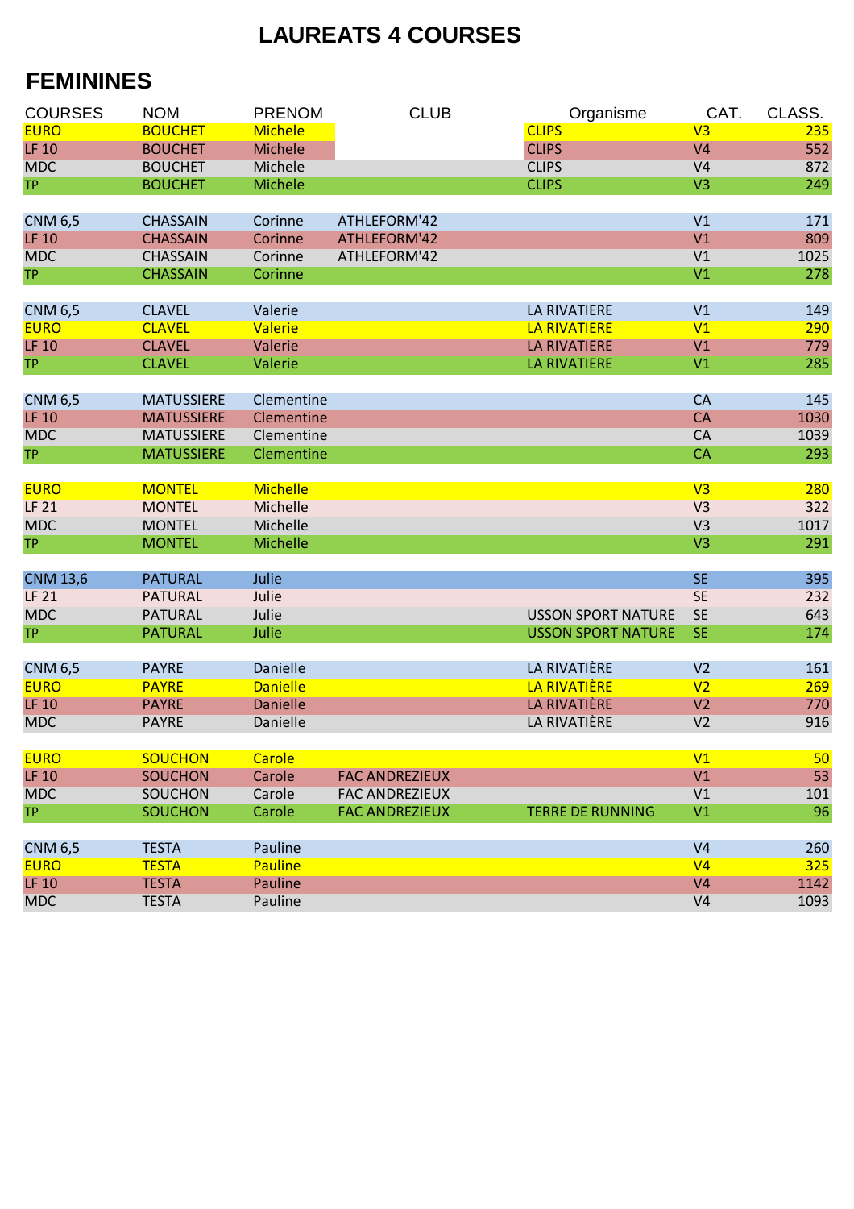# LAUREATS 4 COURSES

## FEMININES

| COURSES | NOM | PRENOM | CLUB | Organisme | CAT. | CLASS. |
|---|---|---|---|---|---|---|
| EURO | BOUCHET | Michele | | CLIPS | V3 | 235 |
| LF 10 | BOUCHET | Michele | | CLIPS | V4 | 552 |
| MDC | BOUCHET | Michele | | CLIPS | V4 | 872 |
| TP | BOUCHET | Michele | | CLIPS | V3 | 249 |
| | | | | | | |
| CNM 6,5 | CHASSAIN | Corinne | ATHLEFORM'42 | | V1 | 171 |
| LF 10 | CHASSAIN | Corinne | ATHLEFORM'42 | | V1 | 809 |
| MDC | CHASSAIN | Corinne | ATHLEFORM'42 | | V1 | 1025 |
| TP | CHASSAIN | Corinne | | | V1 | 278 |
| | | | | | | |
| CNM 6,5 | CLAVEL | Valerie | | LA RIVATIERE | V1 | 149 |
| EURO | CLAVEL | Valerie | | LA RIVATIERE | V1 | 290 |
| LF 10 | CLAVEL | Valerie | | LA RIVATIERE | V1 | 779 |
| TP | CLAVEL | Valerie | | LA RIVATIERE | V1 | 285 |
| | | | | | | |
| CNM 6,5 | MATUSSIERE | Clementine | | | CA | 145 |
| LF 10 | MATUSSIERE | Clementine | | | CA | 1030 |
| MDC | MATUSSIERE | Clementine | | | CA | 1039 |
| TP | MATUSSIERE | Clementine | | | CA | 293 |
| | | | | | | |
| EURO | MONTEL | Michelle | | | V3 | 280 |
| LF 21 | MONTEL | Michelle | | | V3 | 322 |
| MDC | MONTEL | Michelle | | | V3 | 1017 |
| TP | MONTEL | Michelle | | | V3 | 291 |
| | | | | | | |
| CNM 13,6 | PATURAL | Julie | | | SE | 395 |
| LF 21 | PATURAL | Julie | | | SE | 232 |
| MDC | PATURAL | Julie | | USSON SPORT NATURE | SE | 643 |
| TP | PATURAL | Julie | | USSON SPORT NATURE | SE | 174 |
| | | | | | | |
| CNM 6,5 | PAYRE | Danielle | | LA RIVATIÈRE | V2 | 161 |
| EURO | PAYRE | Danielle | | LA RIVATIÈRE | V2 | 269 |
| LF 10 | PAYRE | Danielle | | LA RIVATIÈRE | V2 | 770 |
| MDC | PAYRE | Danielle | | LA RIVATIÈRE | V2 | 916 |
| | | | | | | |
| EURO | SOUCHON | Carole | | | V1 | 50 |
| LF 10 | SOUCHON | Carole | FAC ANDREZIEUX | | V1 | 53 |
| MDC | SOUCHON | Carole | FAC ANDREZIEUX | | V1 | 101 |
| TP | SOUCHON | Carole | FAC ANDREZIEUX | TERRE DE RUNNING | V1 | 96 |
| | | | | | | |
| CNM 6,5 | TESTA | Pauline | | | V4 | 260 |
| EURO | TESTA | Pauline | | | V4 | 325 |
| LF 10 | TESTA | Pauline | | | V4 | 1142 |
| MDC | TESTA | Pauline | | | V4 | 1093 |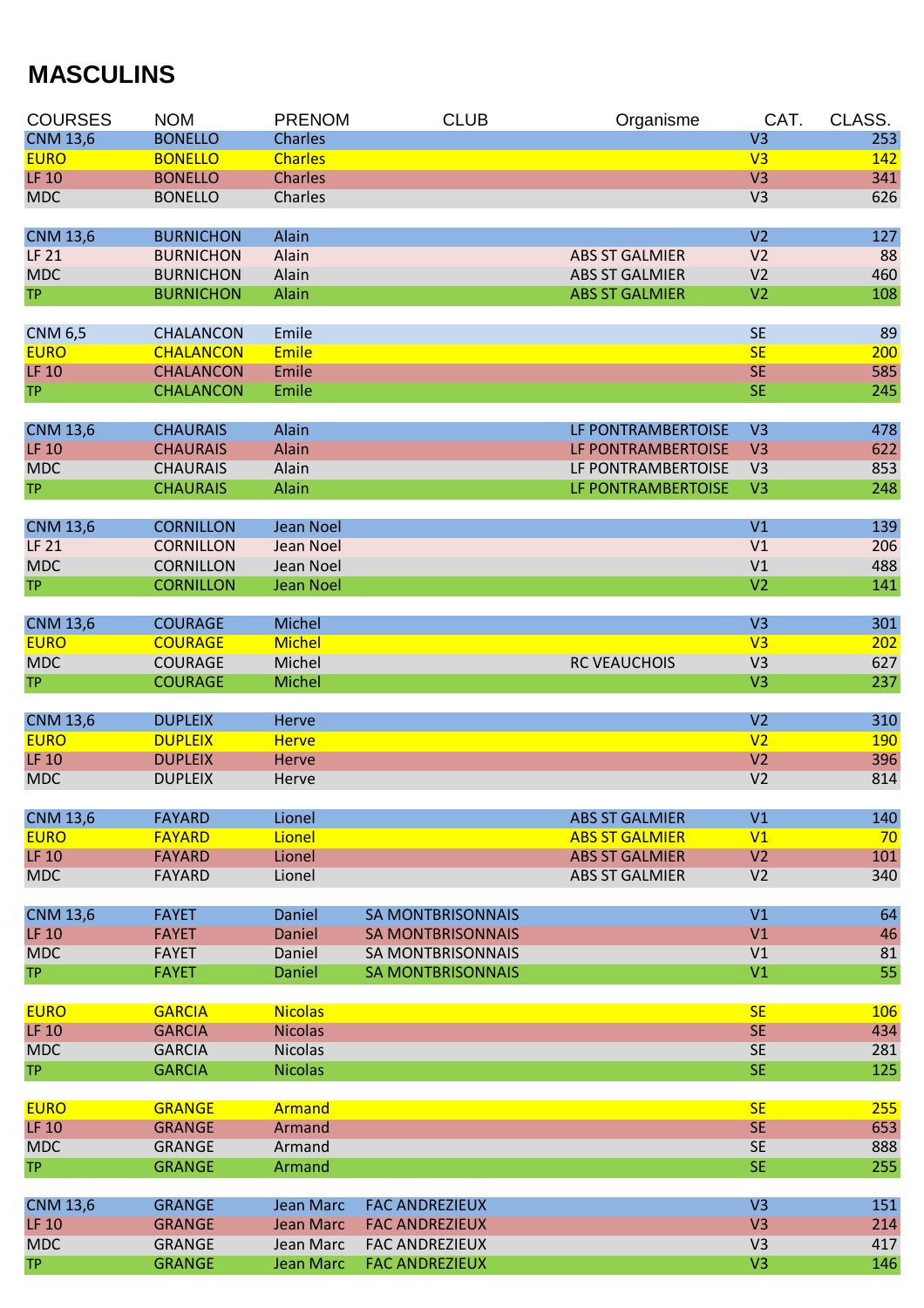# MASCULINS

| COURSES | NOM | PRENOM | CLUB | Organisme | CAT. | CLASS. |
|---|---|---|---|---|---|---|
| CNM 13,6 | BONELLO | Charles | | | V3 | 253 |
| EURO | BONELLO | Charles | | | V3 | 142 |
| LF 10 | BONELLO | Charles | | | V3 | 341 |
| MDC | BONELLO | Charles | | | V3 | 626 |
| | | | | | | |
| CNM 13,6 | BURNICHON | Alain | | | V2 | 127 |
| LF 21 | BURNICHON | Alain | | ABS ST GALMIER | V2 | 88 |
| MDC | BURNICHON | Alain | | ABS ST GALMIER | V2 | 460 |
| TP | BURNICHON | Alain | | ABS ST GALMIER | V2 | 108 |
| | | | | | | |
| CNM 6,5 | CHALANCON | Emile | | | SE | 89 |
| EURO | CHALANCON | Emile | | | SE | 200 |
| LF 10 | CHALANCON | Emile | | | SE | 585 |
| TP | CHALANCON | Emile | | | SE | 245 |
| | | | | | | |
| CNM 13,6 | CHAURAIS | Alain | | LF PONTRAMBERTOISE | V3 | 478 |
| LF 10 | CHAURAIS | Alain | | LF PONTRAMBERTOISE | V3 | 622 |
| MDC | CHAURAIS | Alain | | LF PONTRAMBERTOISE | V3 | 853 |
| TP | CHAURAIS | Alain | | LF PONTRAMBERTOISE | V3 | 248 |
| | | | | | | |
| CNM 13,6 | CORNILLON | Jean Noel | | | V1 | 139 |
| LF 21 | CORNILLON | Jean Noel | | | V1 | 206 |
| MDC | CORNILLON | Jean Noel | | | V1 | 488 |
| TP | CORNILLON | Jean Noel | | | V2 | 141 |
| | | | | | | |
| CNM 13,6 | COURAGE | Michel | | | V3 | 301 |
| EURO | COURAGE | Michel | | | V3 | 202 |
| MDC | COURAGE | Michel | | RC VEAUCHOIS | V3 | 627 |
| TP | COURAGE | Michel | | | V3 | 237 |
| | | | | | | |
| CNM 13,6 | DUPLEIX | Herve | | | V2 | 310 |
| EURO | DUPLEIX | Herve | | | V2 | 190 |
| LF 10 | DUPLEIX | Herve | | | V2 | 396 |
| MDC | DUPLEIX | Herve | | | V2 | 814 |
| | | | | | | |
| CNM 13,6 | FAYARD | Lionel | | ABS ST GALMIER | V1 | 140 |
| EURO | FAYARD | Lionel | | ABS ST GALMIER | V1 | 70 |
| LF 10 | FAYARD | Lionel | | ABS ST GALMIER | V2 | 101 |
| MDC | FAYARD | Lionel | | ABS ST GALMIER | V2 | 340 |
| | | | | | | |
| CNM 13,6 | FAYET | Daniel | SA MONTBRISONNAIS | | V1 | 64 |
| LF 10 | FAYET | Daniel | SA MONTBRISONNAIS | | V1 | 46 |
| MDC | FAYET | Daniel | SA MONTBRISONNAIS | | V1 | 81 |
| TP | FAYET | Daniel | SA MONTBRISONNAIS | | V1 | 55 |
| | | | | | | |
| EURO | GARCIA | Nicolas | | | SE | 106 |
| LF 10 | GARCIA | Nicolas | | | SE | 434 |
| MDC | GARCIA | Nicolas | | | SE | 281 |
| TP | GARCIA | Nicolas | | | SE | 125 |
| | | | | | | |
| EURO | GRANGE | Armand | | | SE | 255 |
| LF 10 | GRANGE | Armand | | | SE | 653 |
| MDC | GRANGE | Armand | | | SE | 888 |
| TP | GRANGE | Armand | | | SE | 255 |
| | | | | | | |
| CNM 13,6 | GRANGE | Jean Marc | FAC ANDREZIEUX | | V3 | 151 |
| LF 10 | GRANGE | Jean Marc | FAC ANDREZIEUX | | V3 | 214 |
| MDC | GRANGE | Jean Marc | FAC ANDREZIEUX | | V3 | 417 |
| TP | GRANGE | Jean Marc | FAC ANDREZIEUX | | V3 | 146 |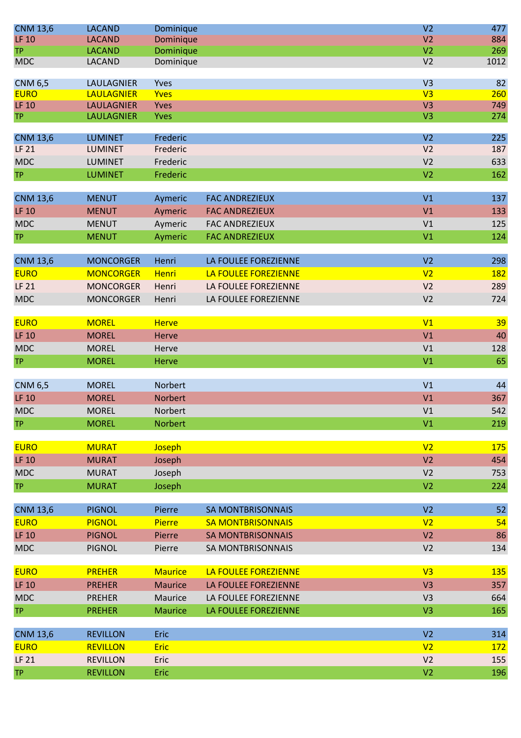| | | | | | |
|---|---|---|---|---|---|
| CNM 13,6 | LACAND | Dominique | | V2 | 477 |
| LF 10 | LACAND | Dominique | | V2 | 884 |
| TP | LACAND | Dominique | | V2 | 269 |
| MDC | LACAND | Dominique | | V2 | 1012 |
| | | | | | |
| CNM 6,5 | LAULAGNIER | Yves | | V3 | 82 |
| EURO | LAULAGNIER | Yves | | V3 | 260 |
| LF 10 | LAULAGNIER | Yves | | V3 | 749 |
| TP | LAULAGNIER | Yves | | V3 | 274 |
| | | | | | |
| CNM 13,6 | LUMINET | Frederic | | V2 | 225 |
| LF 21 | LUMINET | Frederic | | V2 | 187 |
| MDC | LUMINET | Frederic | | V2 | 633 |
| TP | LUMINET | Frederic | | V2 | 162 |
| | | | | | |
| CNM 13,6 | MENUT | Aymeric | FAC ANDREZIEUX | V1 | 137 |
| LF 10 | MENUT | Aymeric | FAC ANDREZIEUX | V1 | 133 |
| MDC | MENUT | Aymeric | FAC ANDREZIEUX | V1 | 125 |
| TP | MENUT | Aymeric | FAC ANDREZIEUX | V1 | 124 |
| | | | | | |
| CNM 13,6 | MONCORGER | Henri | LA FOULEE FOREZIENNE | V2 | 298 |
| EURO | MONCORGER | Henri | LA FOULEE FOREZIENNE | V2 | 182 |
| LF 21 | MONCORGER | Henri | LA FOULEE FOREZIENNE | V2 | 289 |
| MDC | MONCORGER | Henri | LA FOULEE FOREZIENNE | V2 | 724 |
| | | | | | |
| EURO | MOREL | Herve | | V1 | 39 |
| LF 10 | MOREL | Herve | | V1 | 40 |
| MDC | MOREL | Herve | | V1 | 128 |
| TP | MOREL | Herve | | V1 | 65 |
| | | | | | |
| CNM 6,5 | MOREL | Norbert | | V1 | 44 |
| LF 10 | MOREL | Norbert | | V1 | 367 |
| MDC | MOREL | Norbert | | V1 | 542 |
| TP | MOREL | Norbert | | V1 | 219 |
| | | | | | |
| EURO | MURAT | Joseph | | V2 | 175 |
| LF 10 | MURAT | Joseph | | V2 | 454 |
| MDC | MURAT | Joseph | | V2 | 753 |
| TP | MURAT | Joseph | | V2 | 224 |
| | | | | | |
| CNM 13,6 | PIGNOL | Pierre | SA MONTBRISONNAIS | V2 | 52 |
| EURO | PIGNOL | Pierre | SA MONTBRISONNAIS | V2 | 54 |
| LF 10 | PIGNOL | Pierre | SA MONTBRISONNAIS | V2 | 86 |
| MDC | PIGNOL | Pierre | SA MONTBRISONNAIS | V2 | 134 |
| | | | | | |
| EURO | PREHER | Maurice | LA FOULEE FOREZIENNE | V3 | 135 |
| LF 10 | PREHER | Maurice | LA FOULEE FOREZIENNE | V3 | 357 |
| MDC | PREHER | Maurice | LA FOULEE FOREZIENNE | V3 | 664 |
| TP | PREHER | Maurice | LA FOULEE FOREZIENNE | V3 | 165 |
| | | | | | |
| CNM 13,6 | REVILLON | Eric | | V2 | 314 |
| EURO | REVILLON | Eric | | V2 | 172 |
| LF 21 | REVILLON | Eric | | V2 | 155 |
| TP | REVILLON | Eric | | V2 | 196 |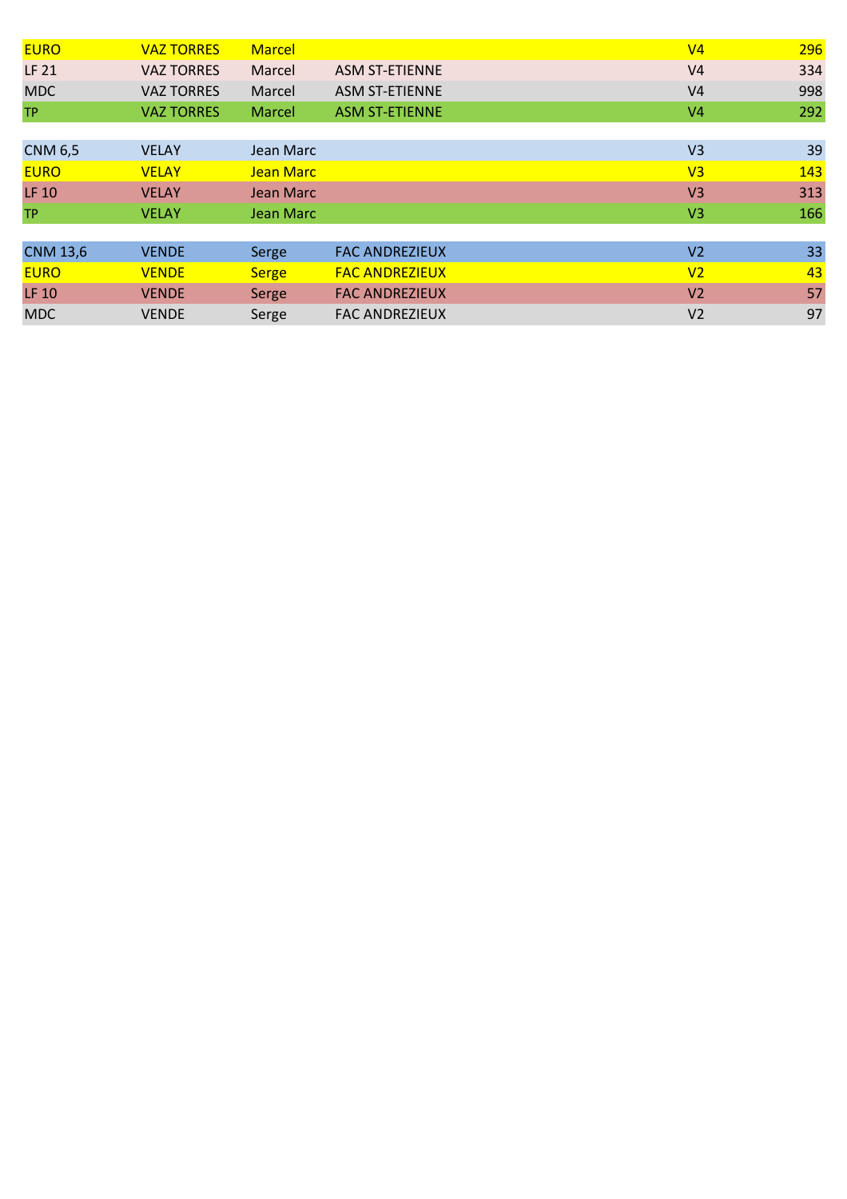| | | | | | |
|---|---|---|---|---|---|
| EURO | VAZ TORRES | Marcel | | V4 | 296 |
| LF 21 | VAZ TORRES | Marcel | ASM ST-ETIENNE | V4 | 334 |
| MDC | VAZ TORRES | Marcel | ASM ST-ETIENNE | V4 | 998 |
| TP | VAZ TORRES | Marcel | ASM ST-ETIENNE | V4 | 292 |
| | | | | | |
| CNM 6,5 | VELAY | Jean Marc | | V3 | 39 |
| EURO | VELAY | Jean Marc | | V3 | 143 |
| LF 10 | VELAY | Jean Marc | | V3 | 313 |
| TP | VELAY | Jean Marc | | V3 | 166 |
| | | | | | |
| CNM 13,6 | VENDE | Serge | FAC ANDREZIEUX | V2 | 33 |
| EURO | VENDE | Serge | FAC ANDREZIEUX | V2 | 43 |
| LF 10 | VENDE | Serge | FAC ANDREZIEUX | V2 | 57 |
| MDC | VENDE | Serge | FAC ANDREZIEUX | V2 | 97 |